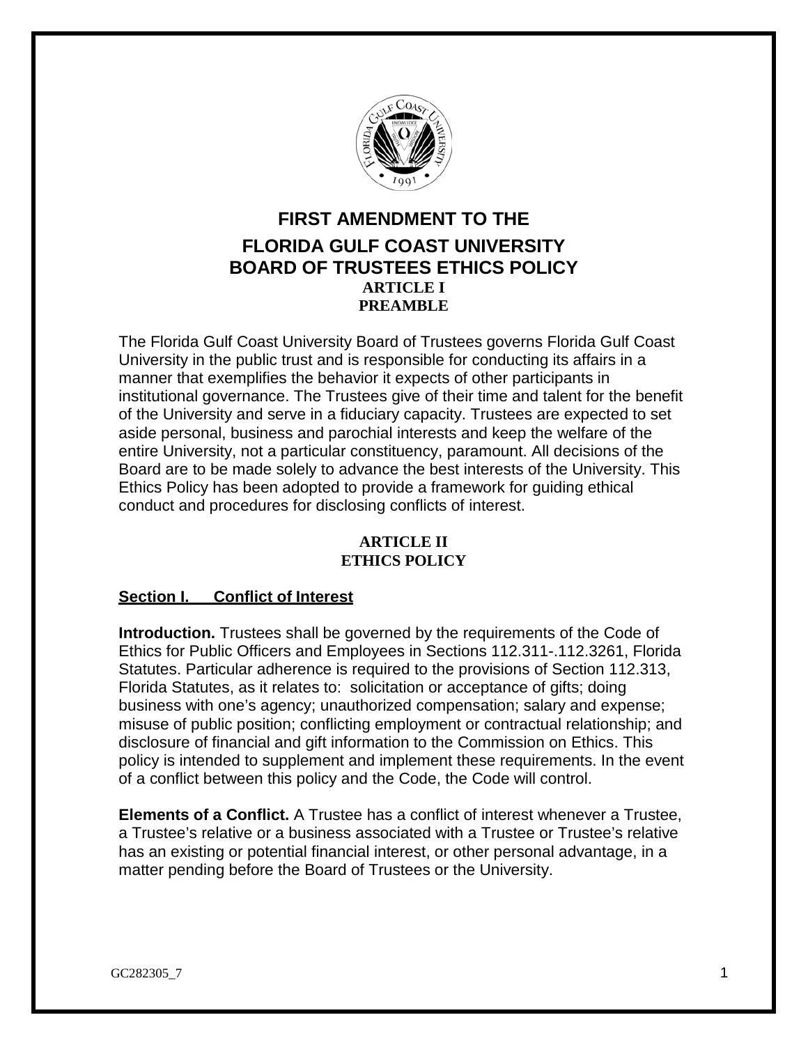# FIRST AMENDMENT TO THE
# FLORIDA GULF COAST UNIVERSITY BOARD OF TRUSTEES ETHICS POLICY

## ARTICLE I
## PREAMBLE

The Florida Gulf Coast University Board of Trustees governs Florida Gulf Coast University in the public trust and is responsible for conducting its affairs in a manner that exemplifies the behavior it expects of other participants in institutional governance. The Trustees give of their time and talent for the benefit of the University and serve in a fiduciary capacity. Trustees are expected to set aside personal, business and parochial interests and keep the welfare of the entire University, not a particular constituency, paramount. All decisions of the Board are to be made solely to advance the best interests of the University. This Ethics Policy has been adopted to provide a framework for guiding ethical conduct and procedures for disclosing conflicts of interest.

## ARTICLE II
## ETHICS POLICY

### Section I. Conflict of Interest

**Introduction.** Trustees shall be governed by the requirements of the Code of Ethics for Public Officers and Employees in Sections 112.311-.112.3261, Florida Statutes. Particular adherence is required to the provisions of Section 112.313, Florida Statutes, as it relates to: solicitation or acceptance of gifts; doing business with one's agency; unauthorized compensation; salary and expense; misuse of public position; conflicting employment or contractual relationship; and disclosure of financial and gift information to the Commission on Ethics. This policy is intended to supplement and implement these requirements. In the event of a conflict between this policy and the Code, the Code will control.

**Elements of a Conflict.** A Trustee has a conflict of interest whenever a Trustee, a Trustee's relative or a business associated with a Trustee or Trustee's relative has an existing or potential financial interest, or other personal advantage, in a matter pending before the Board of Trustees or the University.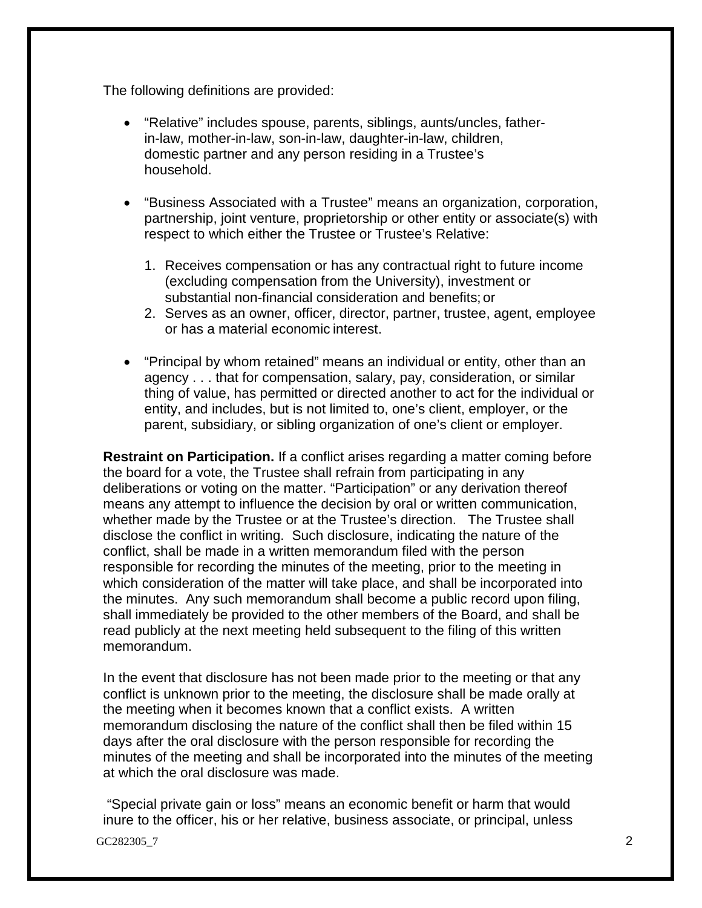The following definitions are provided:

- "Relative" includes spouse, parents, siblings, aunts/uncles, father-in-law, mother-in-law, son-in-law, daughter-in-law, children, domestic partner and any person residing in a Trustee's household.
- "Business Associated with a Trustee" means an organization, corporation, partnership, joint venture, proprietorship or other entity or associate(s) with respect to which either the Trustee or Trustee's Relative:
  1. Receives compensation or has any contractual right to future income (excluding compensation from the University), investment or substantial non-financial consideration and benefits; or
  2. Serves as an owner, officer, director, partner, trustee, agent, employee or has a material economic interest.
- "Principal by whom retained" means an individual or entity, other than an agency . . . that for compensation, salary, pay, consideration, or similar thing of value, has permitted or directed another to act for the individual or entity, and includes, but is not limited to, one's client, employer, or the parent, subsidiary, or sibling organization of one's client or employer.

**Restraint on Participation.** If a conflict arises regarding a matter coming before the board for a vote, the Trustee shall refrain from participating in any deliberations or voting on the matter. "Participation" or any derivation thereof means any attempt to influence the decision by oral or written communication, whether made by the Trustee or at the Trustee's direction. The Trustee shall disclose the conflict in writing. Such disclosure, indicating the nature of the conflict, shall be made in a written memorandum filed with the person responsible for recording the minutes of the meeting, prior to the meeting in which consideration of the matter will take place, and shall be incorporated into the minutes. Any such memorandum shall become a public record upon filing, shall immediately be provided to the other members of the Board, and shall be read publicly at the next meeting held subsequent to the filing of this written memorandum.

In the event that disclosure has not been made prior to the meeting or that any conflict is unknown prior to the meeting, the disclosure shall be made orally at the meeting when it becomes known that a conflict exists. A written memorandum disclosing the nature of the conflict shall then be filed within 15 days after the oral disclosure with the person responsible for recording the minutes of the meeting and shall be incorporated into the minutes of the meeting at which the oral disclosure was made.

"Special private gain or loss" means an economic benefit or harm that would inure to the officer, his or her relative, business associate, or principal, unless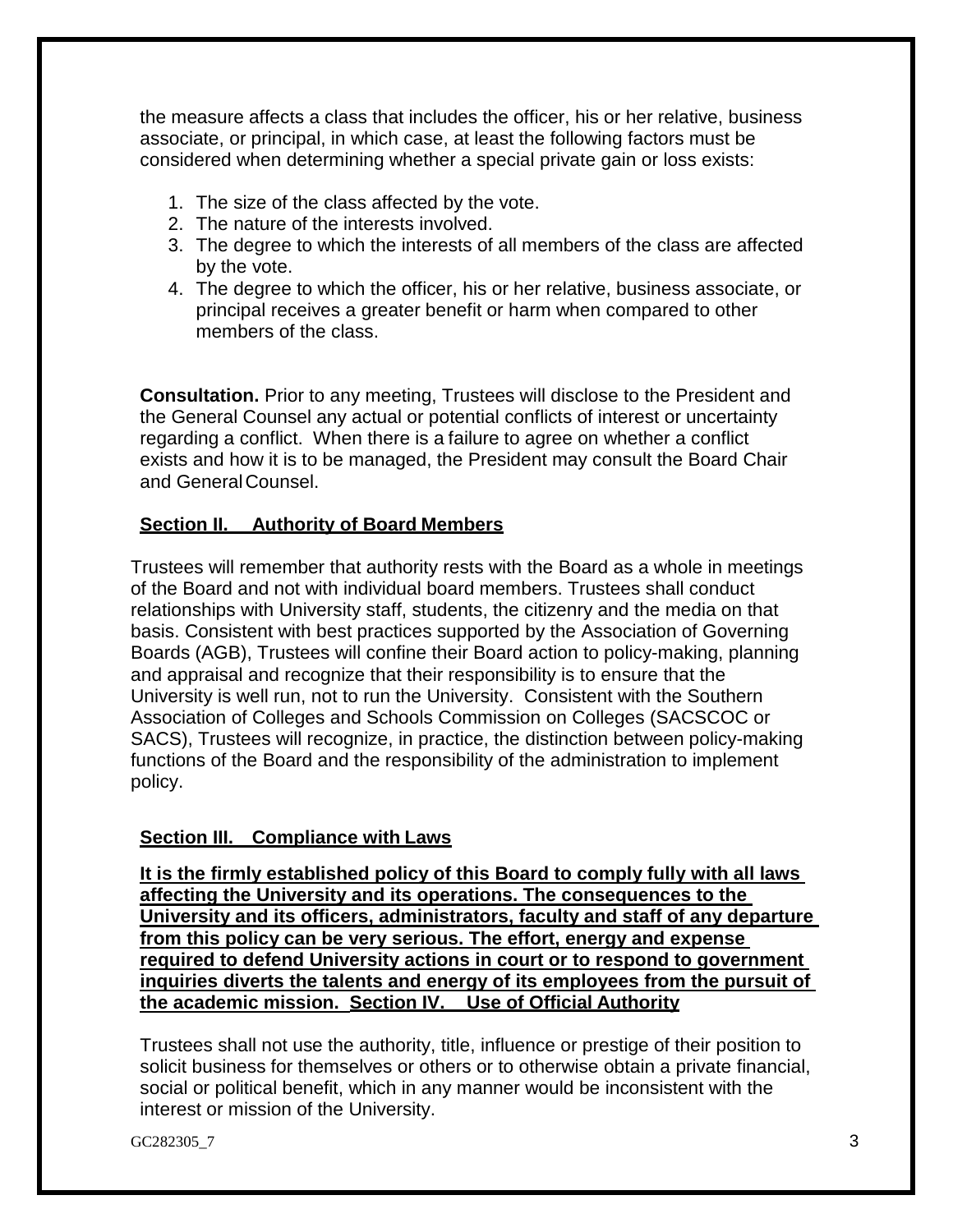the measure affects a class that includes the officer, his or her relative, business associate, or principal, in which case, at least the following factors must be considered when determining whether a special private gain or loss exists:

1. The size of the class affected by the vote.
2. The nature of the interests involved.
3. The degree to which the interests of all members of the class are affected by the vote.
4. The degree to which the officer, his or her relative, business associate, or principal receives a greater benefit or harm when compared to other members of the class.

**Consultation.** Prior to any meeting, Trustees will disclose to the President and the General Counsel any actual or potential conflicts of interest or uncertainty regarding a conflict. When there is a failure to agree on whether a conflict exists and how it is to be managed, the President may consult the Board Chair and General Counsel.

## Section II. Authority of Board Members

Trustees will remember that authority rests with the Board as a whole in meetings of the Board and not with individual board members. Trustees shall conduct relationships with University staff, students, the citizenry and the media on that basis. Consistent with best practices supported by the Association of Governing Boards (AGB), Trustees will confine their Board action to policy-making, planning and appraisal and recognize that their responsibility is to ensure that the University is well run, not to run the University. Consistent with the Southern Association of Colleges and Schools Commission on Colleges (SACSCOC or SACS), Trustees will recognize, in practice, the distinction between policy-making functions of the Board and the responsibility of the administration to implement policy.

## Section III. Compliance with Laws

**It is the firmly established policy of this Board to comply fully with all laws affecting the University and its operations. The consequences to the University and its officers, administrators, faculty and staff of any departure from this policy can be very serious. The effort, energy and expense required to defend University actions in court or to respond to government inquiries diverts the talents and energy of its employees from the pursuit of the academic mission.**

## Section IV. Use of Official Authority

Trustees shall not use the authority, title, influence or prestige of their position to solicit business for themselves or others or to otherwise obtain a private financial, social or political benefit, which in any manner would be inconsistent with the interest or mission of the University.

GC282305_7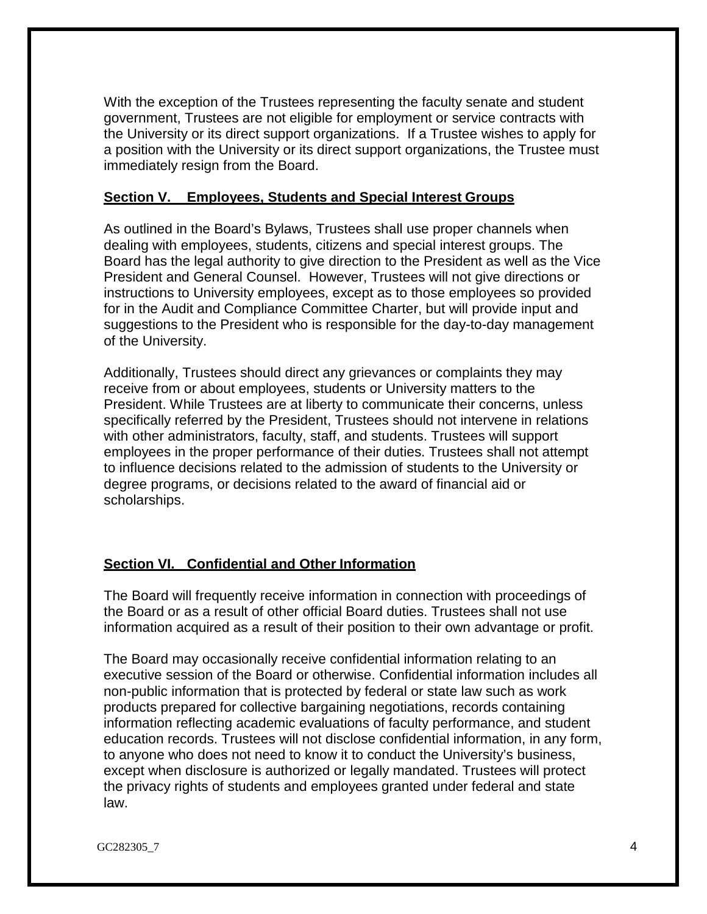With the exception of the Trustees representing the faculty senate and student government, Trustees are not eligible for employment or service contracts with the University or its direct support organizations. If a Trustee wishes to apply for a position with the University or its direct support organizations, the Trustee must immediately resign from the Board.

## Section V. Employees, Students and Special Interest Groups

As outlined in the Board's Bylaws, Trustees shall use proper channels when dealing with employees, students, citizens and special interest groups. The Board has the legal authority to give direction to the President as well as the Vice President and General Counsel. However, Trustees will not give directions or instructions to University employees, except as to those employees so provided for in the Audit and Compliance Committee Charter, but will provide input and suggestions to the President who is responsible for the day-to-day management of the University.

Additionally, Trustees should direct any grievances or complaints they may receive from or about employees, students or University matters to the President. While Trustees are at liberty to communicate their concerns, unless specifically referred by the President, Trustees should not intervene in relations with other administrators, faculty, staff, and students. Trustees will support employees in the proper performance of their duties. Trustees shall not attempt to influence decisions related to the admission of students to the University or degree programs, or decisions related to the award of financial aid or scholarships.

## Section VI. Confidential and Other Information

The Board will frequently receive information in connection with proceedings of the Board or as a result of other official Board duties. Trustees shall not use information acquired as a result of their position to their own advantage or profit.

The Board may occasionally receive confidential information relating to an executive session of the Board or otherwise. Confidential information includes all non-public information that is protected by federal or state law such as work products prepared for collective bargaining negotiations, records containing information reflecting academic evaluations of faculty performance, and student education records. Trustees will not disclose confidential information, in any form, to anyone who does not need to know it to conduct the University's business, except when disclosure is authorized or legally mandated. Trustees will protect the privacy rights of students and employees granted under federal and state law.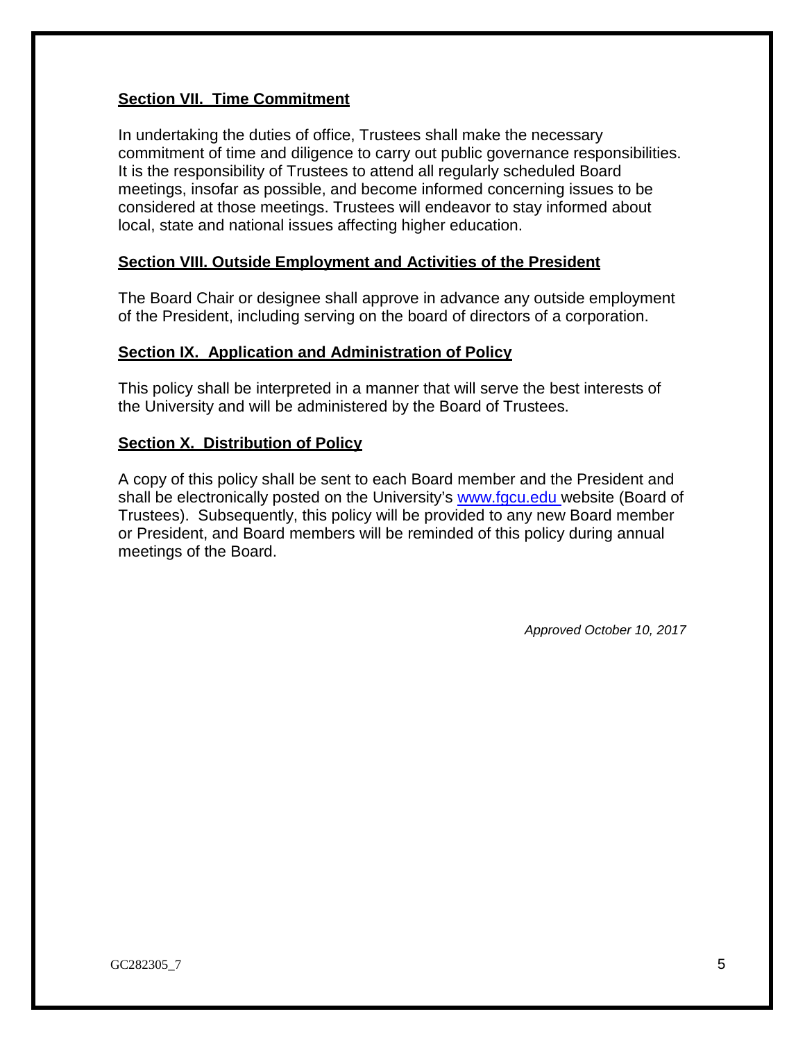## Section VII. Time Commitment

In undertaking the duties of office, Trustees shall make the necessary commitment of time and diligence to carry out public governance responsibilities. It is the responsibility of Trustees to attend all regularly scheduled Board meetings, insofar as possible, and become informed concerning issues to be considered at those meetings. Trustees will endeavor to stay informed about local, state and national issues affecting higher education.

## Section VIII. Outside Employment and Activities of the President

The Board Chair or designee shall approve in advance any outside employment of the President, including serving on the board of directors of a corporation.

## Section IX. Application and Administration of Policy

This policy shall be interpreted in a manner that will serve the best interests of the University and will be administered by the Board of Trustees.

## Section X. Distribution of Policy

A copy of this policy shall be sent to each Board member and the President and shall be electronically posted on the University's [www.fgcu.edu](http://www.fgcu.edu) website (Board of Trustees). Subsequently, this policy will be provided to any new Board member or President, and Board members will be reminded of this policy during annual meetings of the Board.

*Approved October 10, 2017*

GC282305_7